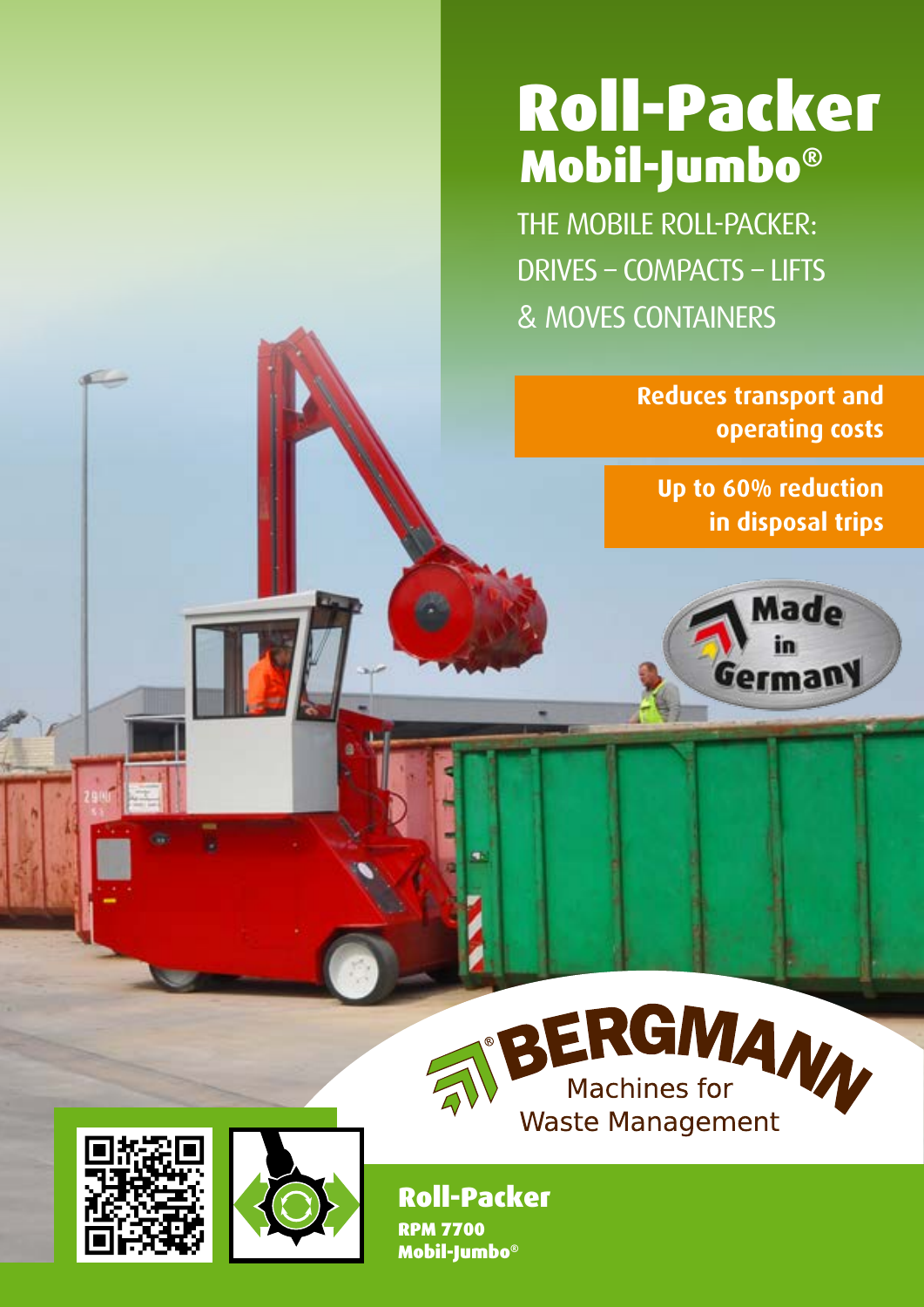# Roll-Packer
## Mobil-Jumbo®

THE MOBILE ROLL-PACKER:
DRIVES – COMPACTS – LIFTS
& MOVES CONTAINERS

**Reduces transport and operating costs**

**Up to 60% reduction in disposal trips**

Made in Germany

BERGMANN®
Machines for Waste Management

**Roll-Packer**
**RPM 7700**
**Mobil-Jumbo®**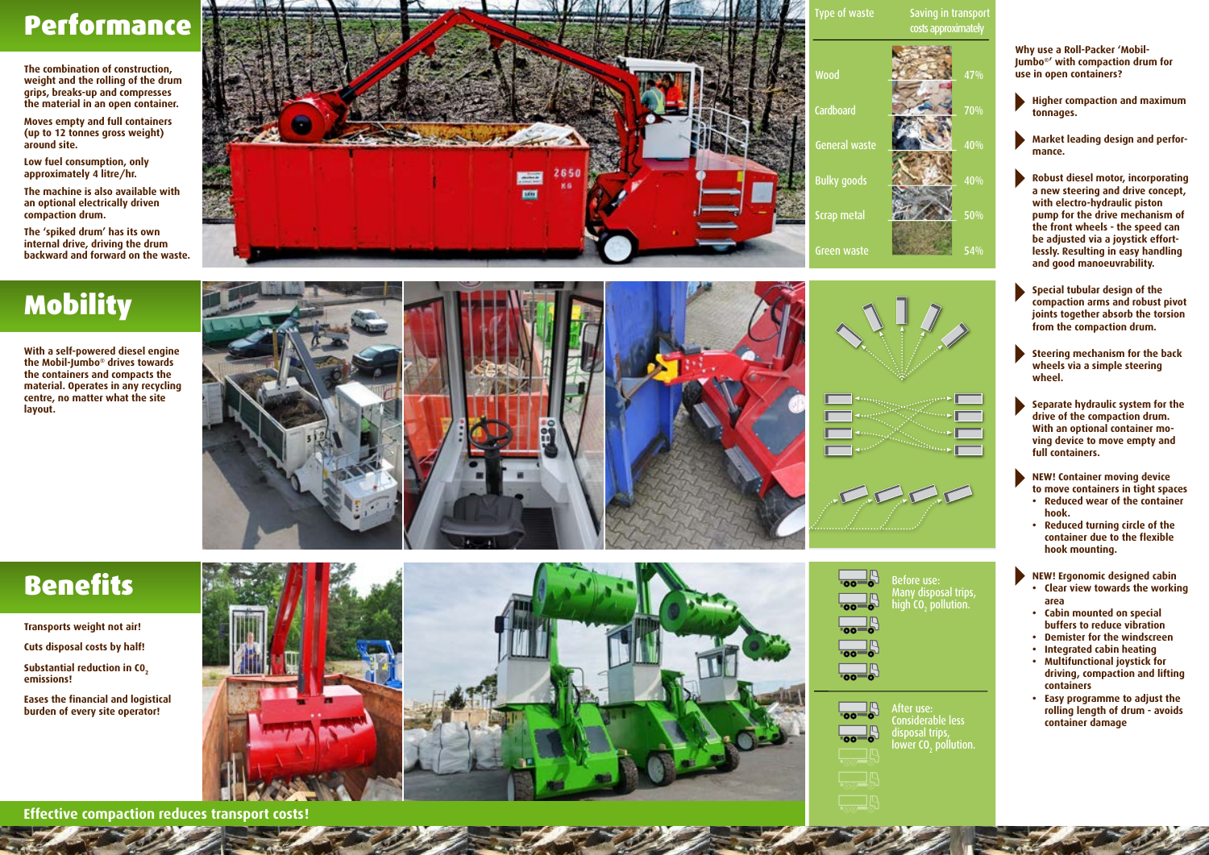# Performance

The combination of construction, weight and the rolling of the drum grips, breaks-up and compresses the material in an open container.

Moves empty and full containers (up to 12 tonnes gross weight) around site.

Low fuel consumption, only approximately 4 litre/hr.

The machine is also available with an optional electrically driven compaction drum.

The 'spiked drum' has its own internal drive, driving the drum backward and forward on the waste.

| Type of waste | Saving in transport costs approximately |
|---|---|
| Wood | 47% |
| Cardboard | 70% |
| General waste | 40% |
| Bulky goods | 40% |
| Scrap metal | 50% |
| Green waste | 54% |

# Mobility

With a self-powered diesel engine the Mobil-Jumbo® drives towards the containers and compacts the material. Operates in any recycling centre, no matter what the site layout.

# Benefits

Transports weight not air!

Cuts disposal costs by half!

Substantial reduction in $CO_2$ emissions!

Eases the financial and logistical burden of every site operator!

Before use:
Many disposal trips, high $CO_2$ pollution.

After use:
Considerable less disposal trips, lower $CO_2$ pollution.

**Effective compaction reduces transport costs!**

**Why use a Roll-Packer 'Mobil-Jumbo®' with compaction drum for use in open containers?**

- Higher compaction and maximum tonnages.
- Market leading design and performance.
- Robust diesel motor, incorporating a new steering and drive concept, with electro-hydraulic piston pump for the drive mechanism of the front wheels - the speed can be adjusted via a joystick effortlessly. Resulting in easy handling and good manoeuvrability.
- Special tubular design of the compaction arms and robust pivot joints together absorb the torsion from the compaction drum.
- Steering mechanism for the back wheels via a simple steering wheel.
- Separate hydraulic system for the drive of the compaction drum. With an optional container moving device to move empty and full containers.
- NEW! Container moving device to move containers in tight spaces
  - Reduced wear of the container hook.
  - Reduced turning circle of the container due to the flexible hook mounting.
- NEW! Ergonomic designed cabin
  - Clear view towards the working area
  - Cabin mounted on special buffers to reduce vibration
  - Demister for the windscreen
  - Integrated cabin heating
  - Multifunctional joystick for driving, compaction and lifting containers
  - Easy programme to adjust the rolling length of drum - avoids container damage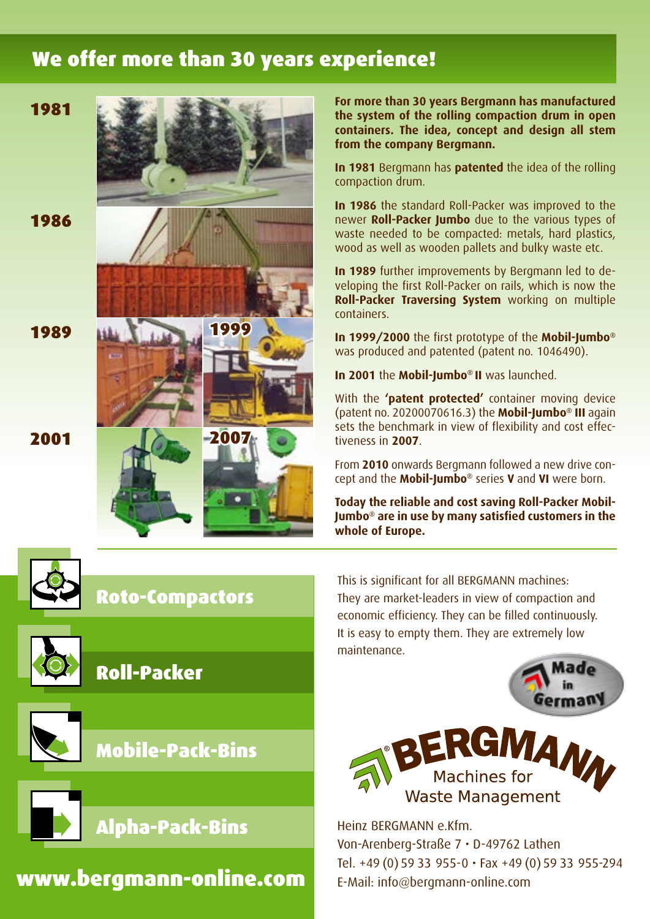# We offer more than 30 years experience!

1981

1986

1989

1999

2001

2007

**For more than 30 years Bergmann has manufactured the system of the rolling compaction drum in open containers. The idea, concept and design all stem from the company Bergmann.**

**In 1981** Bergmann has **patented** the idea of the rolling compaction drum.

**In 1986** the standard Roll-Packer was improved to the newer **Roll-Packer Jumbo** due to the various types of waste needed to be compacted: metals, hard plastics, wood as well as wooden pallets and bulky waste etc.

**In 1989** further improvements by Bergmann led to developing the first Roll-Packer on rails, which is now the **Roll-Packer Traversing System** working on multiple containers.

**In 1999/2000** the first prototype of the **Mobil-Jumbo**® was produced and patented (patent no. 1046490).

**In 2001** the **Mobil-Jumbo® II** was launched.

With the **'patent protected'** container moving device (patent no. 20200070616.3) the **Mobil-Jumbo® III** again sets the benchmark in view of flexibility and cost effectiveness in **2007**.

From **2010** onwards Bergmann followed a new drive concept and the **Mobil-Jumbo**® series **V** and **VI** were born.

**Today the reliable and cost saving Roll-Packer Mobil-Jumbo® are in use by many satisfied customers in the whole of Europe.**

## Roto-Compactors

## Roll-Packer

## Mobile-Pack-Bins

## Alpha-Pack-Bins

**www.bergmann-online.com**

This is significant for all BERGMANN machines: They are market-leaders in view of compaction and economic efficiency. They can be filled continuously. It is easy to empty them. They are extremely low maintenance.

Made in Germany

BERGMANN
Machines for Waste Management

Heinz BERGMANN e.Kfm.
Von-Arenberg-Straße 7 • D-49762 Lathen
Tel. +49 (0) 59 33 955-0 • Fax +49 (0) 59 33 955-294
E-Mail: info@bergmann-online.com